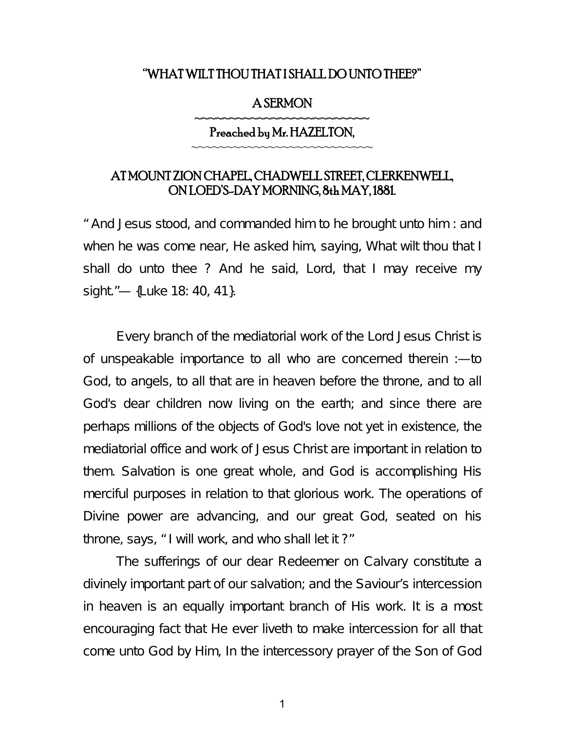# "WHAT WILT THOU THAT I SHALL DO UNTO THEE?"

## A SERMON

~~~~~~~~~~~~~~~~~~~~~~~~~~~~

### Preached by Mr. HAZELTON,

~~~~~~~~~~~~~~~~~~~~~~~~~~~~

### AT MOUNT ZION CHAPEL, CHADWELL STREET, CLERKENWELL, ON LOED'S-DAY MORNING, 8th MAY, 1881.

" And Jesus stood, and commanded him to he brought unto him : and when he was come near, He asked him, saying, What wilt thou that I shall do unto thee ? And he said, Lord, that I may receive my sight."— {Luke 18: 40, 41}.

Every branch of the mediatorial work of the Lord Jesus Christ is of unspeakable importance to all who are concerned therein :—to God, to angels, to all that are in heaven before the throne, and to all God's dear children now living on the earth; and since there are perhaps millions of the objects of God's love not yet in existence, the mediatorial office and work of Jesus Christ are important in relation to them. Salvation is one great whole, and God is accomplishing His merciful purposes in relation to that glorious work. The operations of Divine power are advancing, and our great God, seated on his throne, says, " I will work, and who shall let it ?"

The sufferings of our dear Redeemer on Calvary constitute a divinely important part of our salvation; and the Saviour's intercession in heaven is an equally important branch of His work. It is a most encouraging fact that He ever liveth to make intercession for all that come unto God by Him, In the intercessory prayer of the Son of God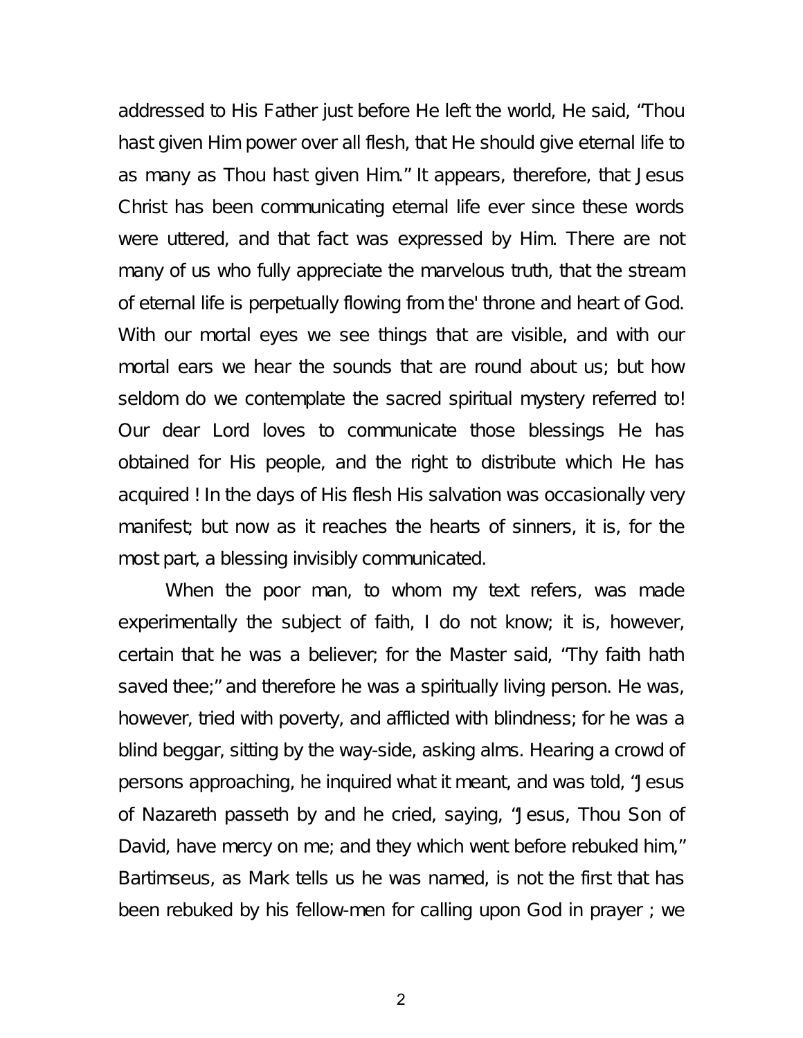addressed to His Father just before He left the world, He said, "Thou hast given Him power over all flesh, that He should give eternal life to as many as Thou hast given Him." It appears, therefore, that Jesus Christ has been communicating eternal life ever since these words were uttered, and that fact was expressed by Him. There are not many of us who fully appreciate the marvelous truth, that the stream of eternal life is perpetually flowing from the' throne and heart of God. With our mortal eyes we see things that are visible, and with our mortal ears we hear the sounds that are round about us; but how seldom do we contemplate the sacred spiritual mystery referred to! Our dear Lord loves to communicate those blessings He has obtained for His people, and the right to distribute which He has acquired ! In the days of His flesh His salvation was occasionally very manifest; but now as it reaches the hearts of sinners, it is, for the most part, a blessing invisibly communicated.

When the poor man, to whom my text refers, was made experimentally the subject of faith, I do not know; it is, however, certain that he was a believer; for the Master said, "Thy faith hath saved thee;" and therefore he was a spiritually living person. He was, however, tried with poverty, and afflicted with blindness; for he was a blind beggar, sitting by the way-side, asking alms. Hearing a crowd of persons approaching, he inquired what it meant, and was told, "Jesus of Nazareth passeth by and he cried, saying, "Jesus, Thou Son of David, have mercy on me; and they which went before rebuked him," Bartimseus, as Mark tells us he was named, is not the first that has been rebuked by his fellow-men for calling upon God in prayer ; we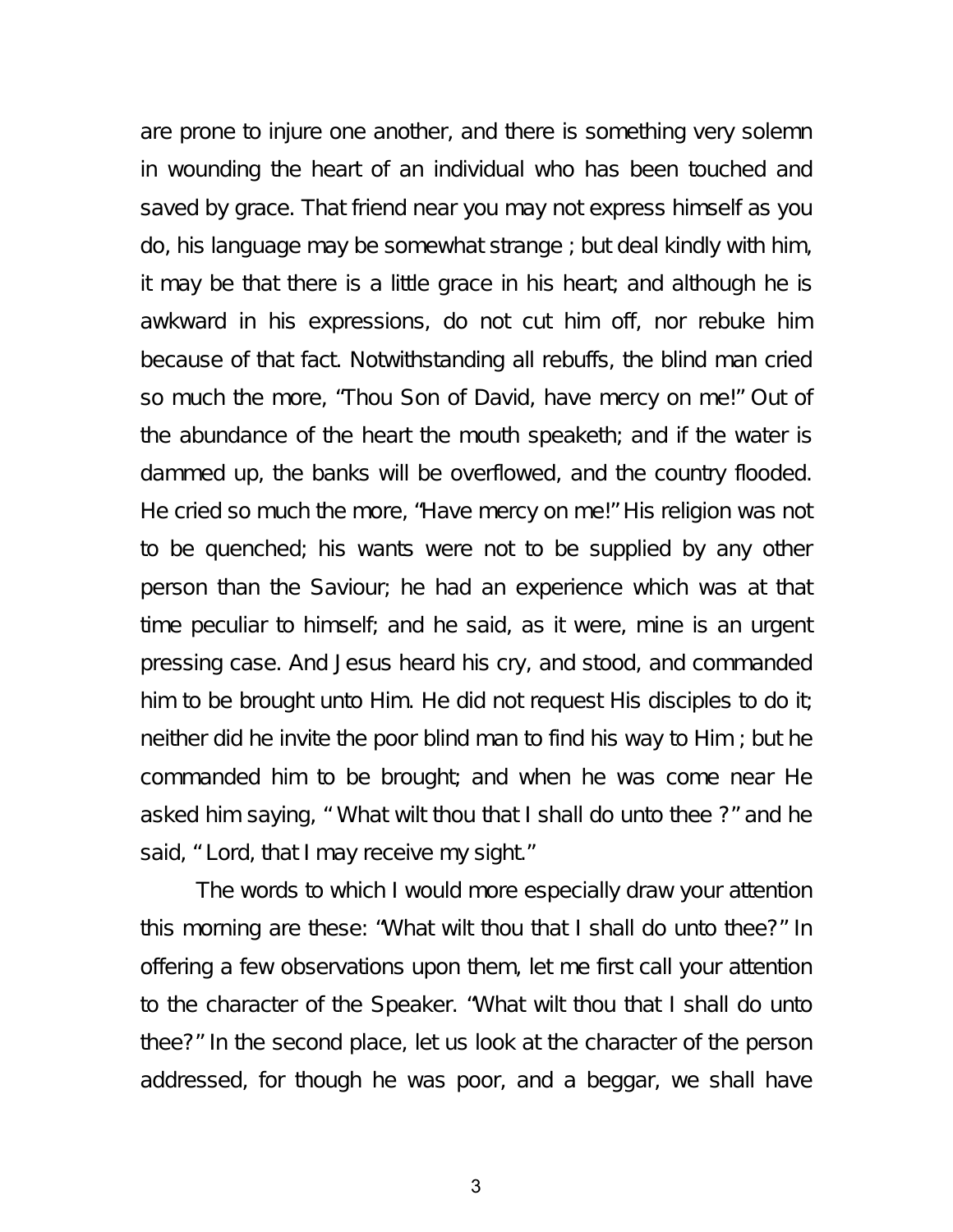are prone to injure one another, and there is something very solemn in wounding the heart of an individual who has been touched and saved by grace. That friend near you may not express himself as you do, his language may be somewhat strange ; but deal kindly with him, it may be that there is a little grace in his heart; and although he is awkward in his expressions, do not cut him off, nor rebuke him because of that fact. Notwithstanding all rebuffs, the blind man cried so much the more, "Thou Son of David, have mercy on me!" Out of the abundance of the heart the mouth speaketh; and if the water is dammed up, the banks will be overflowed, and the country flooded. He cried so much the more, "Have mercy on me!" His religion was not to be quenched; his wants were not to be supplied by any other person than the Saviour; he had an experience which was at that time peculiar to himself; and he said, as it were, mine is an urgent pressing case. And Jesus heard his cry, and stood, and commanded him to be brought unto Him. He did not request His disciples to do it; neither did he invite the poor blind man to find his way to Him ; but he commanded him to be brought; and when he was come near He asked him saying, " What wilt thou that I shall do unto thee ?" and he said, " Lord, that I may receive my sight."

The words to which I would more especially draw your attention this morning are these: "What wilt thou that I shall do unto thee?" In offering a few observations upon them, let me first call your attention to the character of the Speaker. "What wilt thou that I shall do unto thee?" In the second place, let us look at the character of the person addressed, for though he was poor, and a beggar, we shall have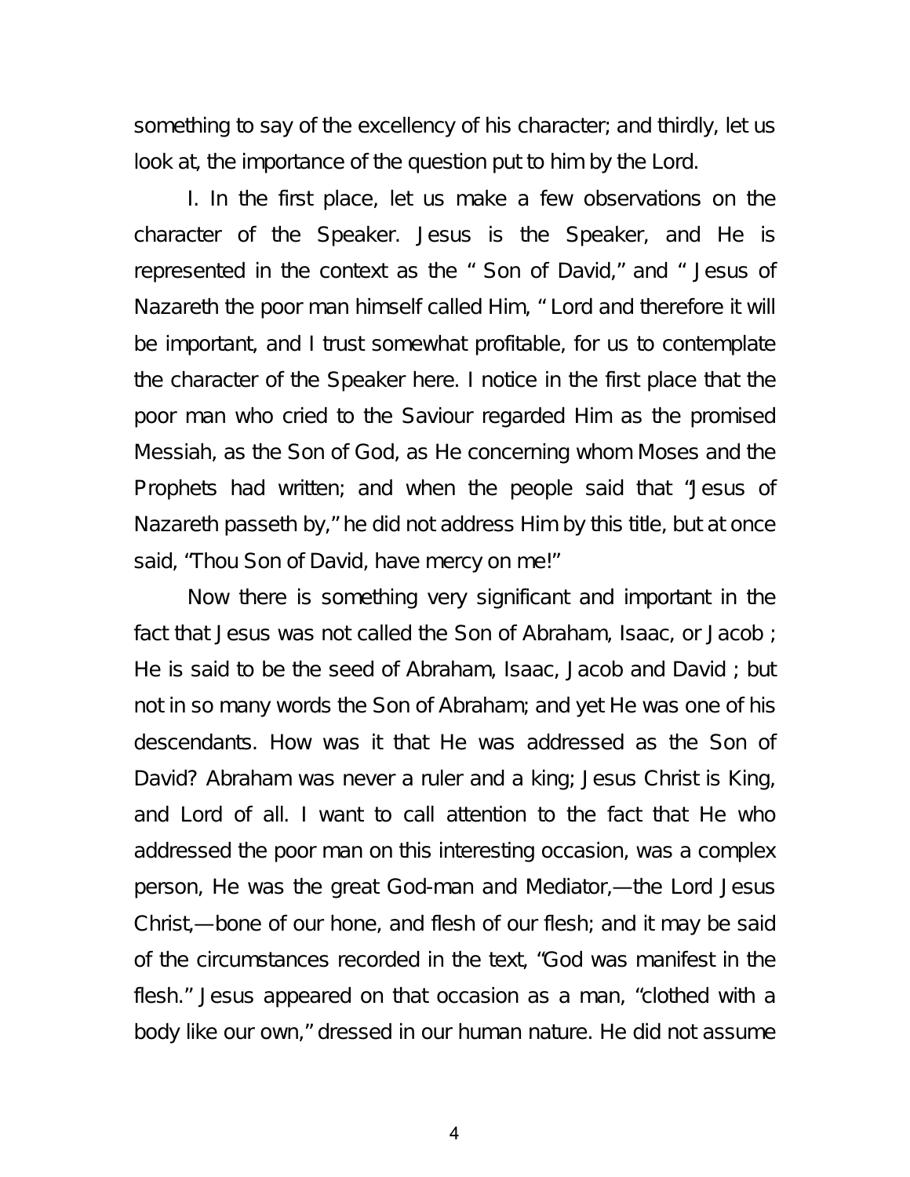something to say of the excellency of his character; and thirdly, let us look at, the importance of the question put to him by the Lord.

I. In the first place, let us make a few observations on the character of the Speaker. Jesus is the Speaker, and He is represented in the context as the " Son of David," and " Jesus of Nazareth the poor man himself called Him, " Lord and therefore it will be important, and I trust somewhat profitable, for us to contemplate the character of the Speaker here. I notice in the first place that the poor man who cried to the Saviour regarded Him as the promised Messiah, as the Son of God, as He concerning whom Moses and the Prophets had written; and when the people said that "Jesus of Nazareth passeth by," he did not address Him by this title, but at once said, "Thou Son of David, have mercy on me!"

Now there is something very significant and important in the fact that Jesus was not called the Son of Abraham, Isaac, or Jacob ; He is said to be the seed of Abraham, Isaac, Jacob and David ; but not in so many words the Son of Abraham; and yet He was one of his descendants. How was it that He was addressed as the Son of David? Abraham was never a ruler and a king; Jesus Christ is King, and Lord of all. I want to call attention to the fact that He who addressed the poor man on this interesting occasion, was a complex person, He was the great God-man and Mediator,—the Lord Jesus Christ,—bone of our hone, and flesh of our flesh; and it may be said of the circumstances recorded in the text, "God was manifest in the flesh." Jesus appeared on that occasion as a man, "clothed with a body like our own," dressed in our human nature. He did not assume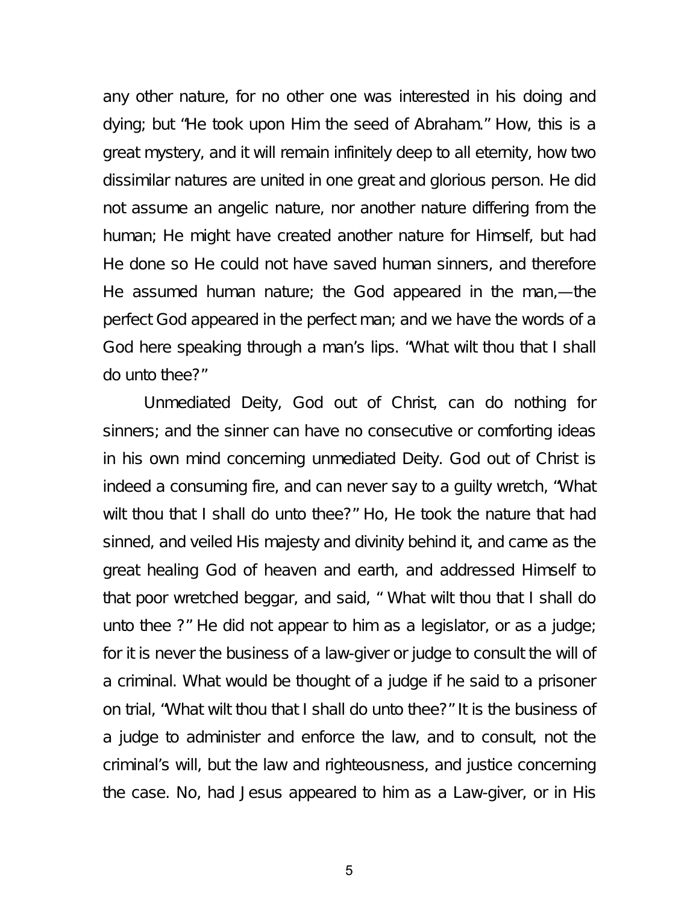any other nature, for no other one was interested in his doing and dying; but "He took upon Him the seed of Abraham." How, this is a great mystery, and it will remain infinitely deep to all eternity, how two dissimilar natures are united in one great and glorious person. He did not assume an angelic nature, nor another nature differing from the human; He might have created another nature for Himself, but had He done so He could not have saved human sinners, and therefore He assumed human nature; the God appeared in the man,—the perfect God appeared in the perfect man; and we have the words of a God here speaking through a man's lips. "What wilt thou that I shall do unto thee?"

Unmediated Deity, God out of Christ, can do nothing for sinners; and the sinner can have no consecutive or comforting ideas in his own mind concerning unmediated Deity. God out of Christ is indeed a consuming fire, and can never say to a guilty wretch, "What wilt thou that I shall do unto thee?" Ho, He took the nature that had sinned, and veiled His majesty and divinity behind it, and came as the great healing God of heaven and earth, and addressed Himself to that poor wretched beggar, and said, " What wilt thou that I shall do unto thee ?" He did not appear to him as a legislator, or as a judge; for it is never the business of a law-giver or judge to consult the will of a criminal. What would be thought of a judge if he said to a prisoner on trial, "What wilt thou that I shall do unto thee?" It is the business of a judge to administer and enforce the law, and to consult, not the criminal's will, but the law and righteousness, and justice concerning the case. No, had Jesus appeared to him as a Law-giver, or in His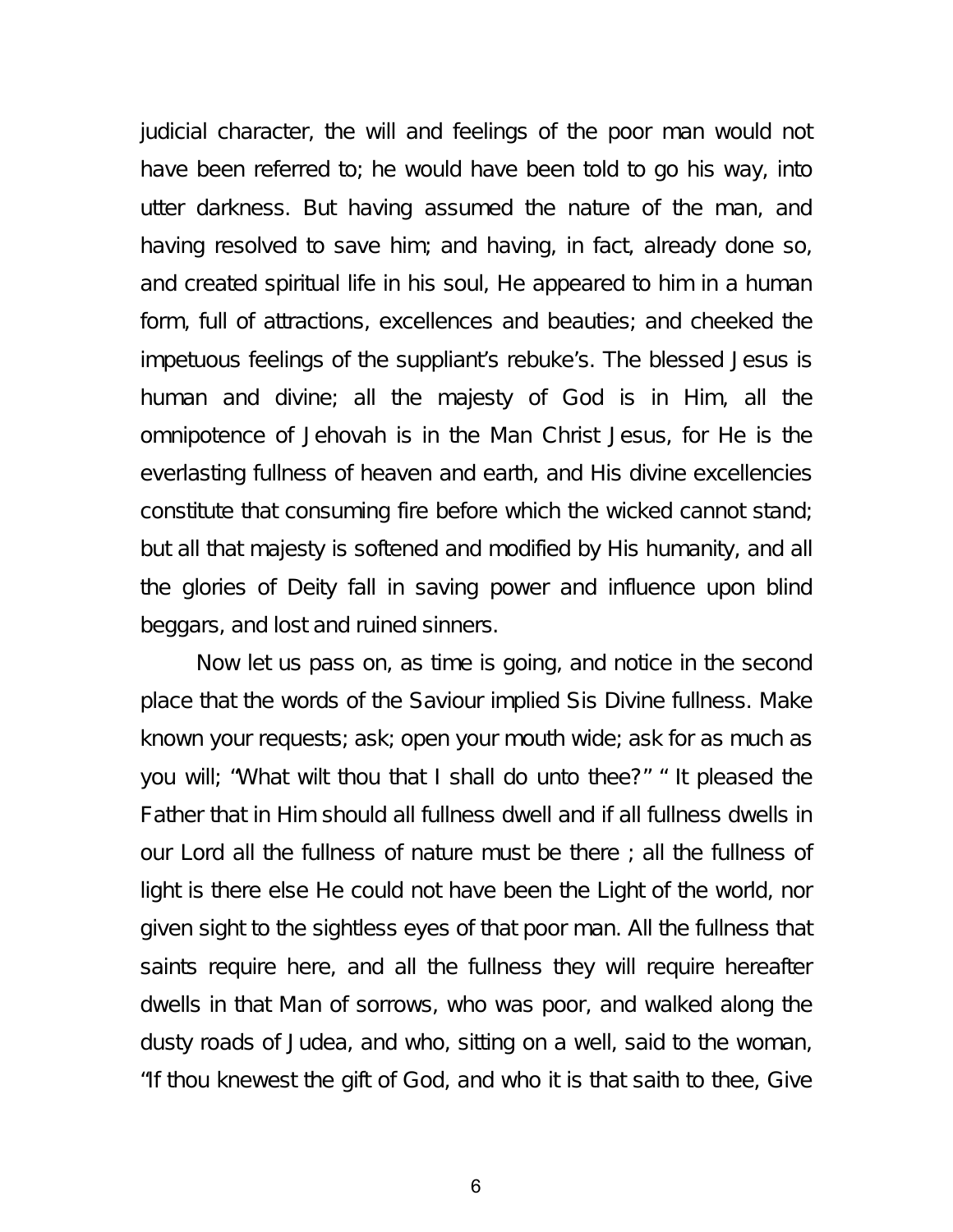judicial character, the will and feelings of the poor man would not have been referred to; he would have been told to go his way, into utter darkness. But having assumed the nature of the man, and having resolved to save him; and having, in fact, already done so, and created spiritual life in his soul, He appeared to him in a human form, full of attractions, excellences and beauties; and cheeked the impetuous feelings of the suppliant's rebuke's. The blessed Jesus is human and divine; all the majesty of God is in Him, all the omnipotence of Jehovah is in the Man Christ Jesus, for He is the everlasting fullness of heaven and earth, and His divine excellencies constitute that consuming fire before which the wicked cannot stand; but all that majesty is softened and modified by His humanity, and all the glories of Deity fall in saving power and influence upon blind beggars, and lost and ruined sinners.

Now let us pass on, as time is going, and notice in the second place that the words of the Saviour implied Sis Divine fullness. Make known your requests; ask; open your mouth wide; ask for as much as you will; "What wilt thou that I shall do unto thee?" " It pleased the Father that in Him should all fullness dwell and if all fullness dwells in our Lord all the fullness of nature must be there ; all the fullness of light is there else He could not have been the Light of the world, nor given sight to the sightless eyes of that poor man. All the fullness that saints require here, and all the fullness they will require hereafter dwells in that Man of sorrows, who was poor, and walked along the dusty roads of Judea, and who, sitting on a well, said to the woman, "If thou knewest the gift of God, and who it is that saith to thee, Give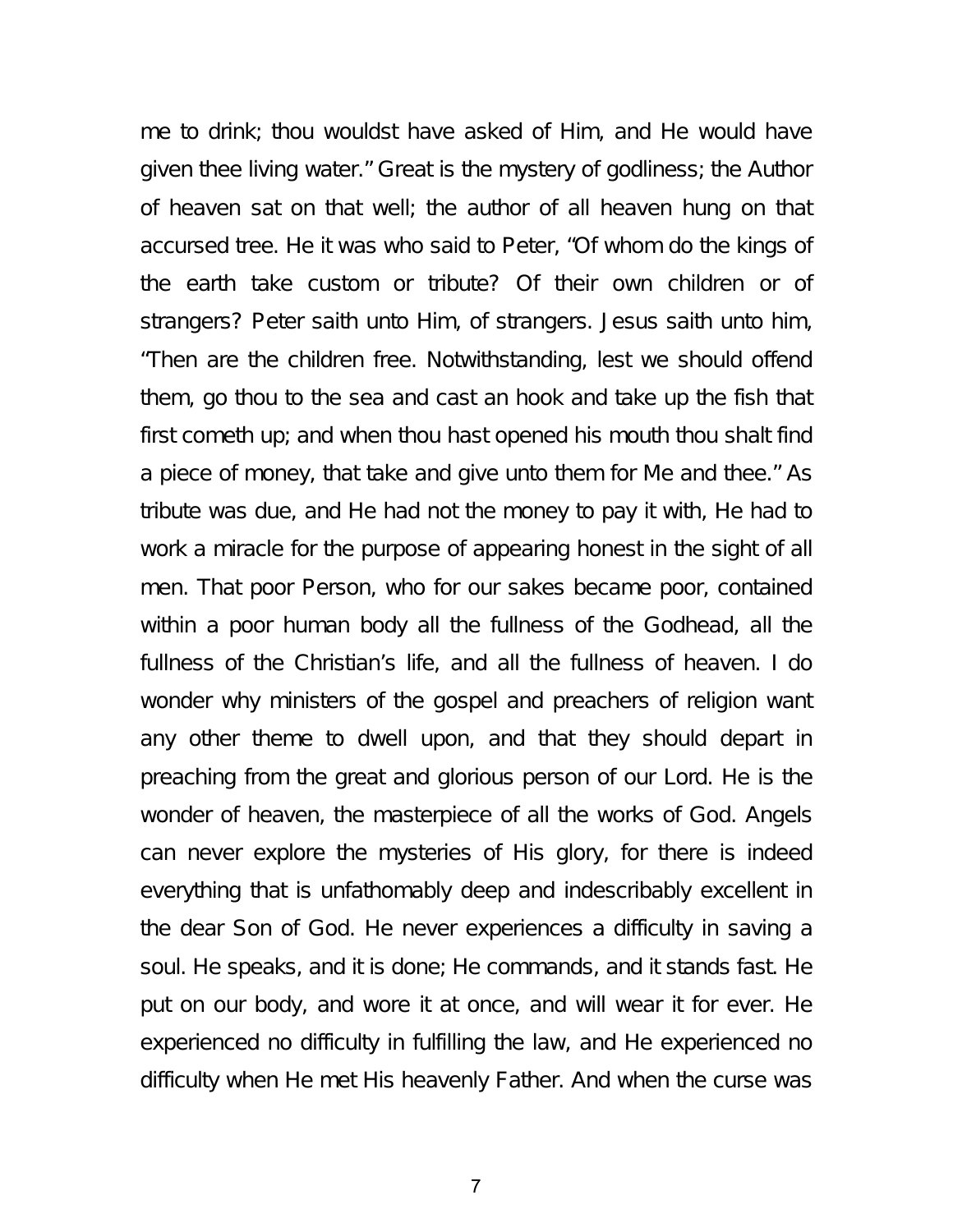me to drink; thou wouldst have asked of Him, and He would have given thee living water." Great is the mystery of godliness; the Author of heaven sat on that well; the author of all heaven hung on that accursed tree. He it was who said to Peter, "Of whom do the kings of the earth take custom or tribute? Of their own children or of strangers? Peter saith unto Him, of strangers. Jesus saith unto him, "Then are the children free. Notwithstanding, lest we should offend them, go thou to the sea and cast an hook and take up the fish that first cometh up; and when thou hast opened his mouth thou shalt find a piece of money, that take and give unto them for Me and thee." As tribute was due, and He had not the money to pay it with, He had to work a miracle for the purpose of appearing honest in the sight of all men. That poor Person, who for our sakes became poor, contained within a poor human body all the fullness of the Godhead, all the fullness of the Christian's life, and all the fullness of heaven. I do wonder why ministers of the gospel and preachers of religion want any other theme to dwell upon, and that they should depart in preaching from the great and glorious person of our Lord. He is the wonder of heaven, the masterpiece of all the works of God. Angels can never explore the mysteries of His glory, for there is indeed everything that is unfathomably deep and indescribably excellent in the dear Son of God. He never experiences a difficulty in saving a soul. He speaks, and it is done; He commands, and it stands fast. He put on our body, and wore it at once, and will wear it for ever. He experienced no difficulty in fulfilling the law, and He experienced no difficulty when He met His heavenly Father. And when the curse was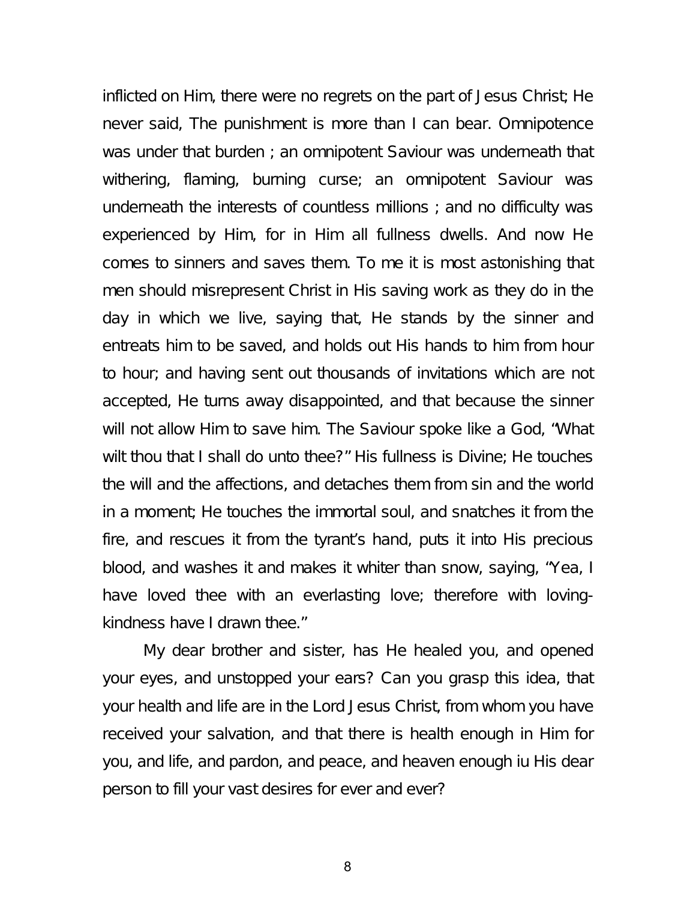inflicted on Him, there were no regrets on the part of Jesus Christ; He never said, The punishment is more than I can bear. Omnipotence was under that burden ; an omnipotent Saviour was underneath that withering, flaming, burning curse; an omnipotent Saviour was underneath the interests of countless millions ; and no difficulty was experienced by Him, for in Him all fullness dwells. And now He comes to sinners and saves them. To me it is most astonishing that men should misrepresent Christ in His saving work as they do in the day in which we live, saying that, He stands by the sinner and entreats him to be saved, and holds out His hands to him from hour to hour; and having sent out thousands of invitations which are not accepted, He turns away disappointed, and that because the sinner will not allow Him to save him. The Saviour spoke like a God, "What wilt thou that I shall do unto thee?" His fullness is Divine; He touches the will and the affections, and detaches them from sin and the world in a moment; He touches the immortal soul, and snatches it from the fire, and rescues it from the tyrant's hand, puts it into His precious blood, and washes it and makes it whiter than snow, saying, "Yea, I have loved thee with an everlasting love; therefore with loving-kindness have I drawn thee."

My dear brother and sister, has He healed you, and opened your eyes, and unstopped your ears? Can you grasp this idea, that your health and life are in the Lord Jesus Christ, from whom you have received your salvation, and that there is health enough in Him for you, and life, and pardon, and peace, and heaven enough iu His dear person to fill your vast desires for ever and ever?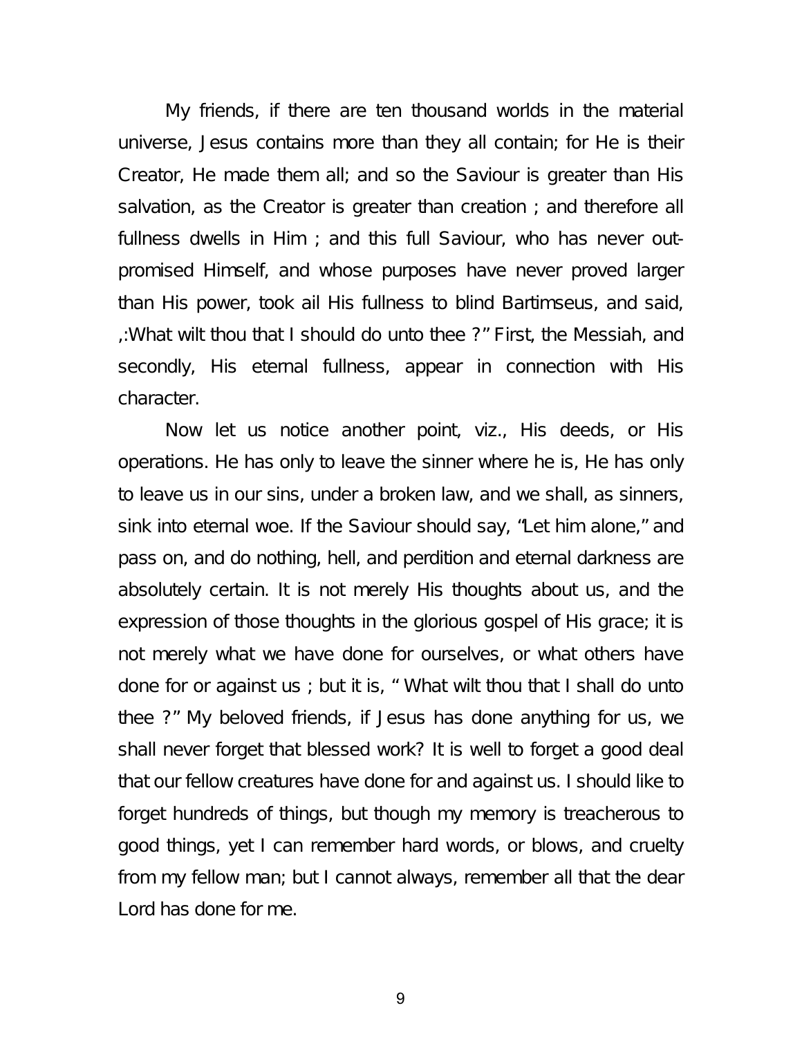My friends, if there are ten thousand worlds in the material universe, Jesus contains more than they all contain; for He is their Creator, He made them all; and so the Saviour is greater than His salvation, as the Creator is greater than creation ; and therefore all fullness dwells in Him ; and this full Saviour, who has never out-promised Himself, and whose purposes have never proved larger than His power, took ail His fullness to blind Bartimseus, and said, ,:What wilt thou that I should do unto thee ?" First, the Messiah, and secondly, His eternal fullness, appear in connection with His character.

Now let us notice another point, viz., His deeds, or His operations. He has only to leave the sinner where he is, He has only to leave us in our sins, under a broken law, and we shall, as sinners, sink into eternal woe. If the Saviour should say, "Let him alone," and pass on, and do nothing, hell, and perdition and eternal darkness are absolutely certain. It is not merely His thoughts about us, and the expression of those thoughts in the glorious gospel of His grace; it is not merely what we have done for ourselves, or what others have done for or against us ; but it is, " What wilt thou that I shall do unto thee ?" My beloved friends, if Jesus has done anything for us, we shall never forget that blessed work? It is well to forget a good deal that our fellow creatures have done for and against us. I should like to forget hundreds of things, but though my memory is treacherous to good things, yet I can remember hard words, or blows, and cruelty from my fellow man; but I cannot always, remember all that the dear Lord has done for me.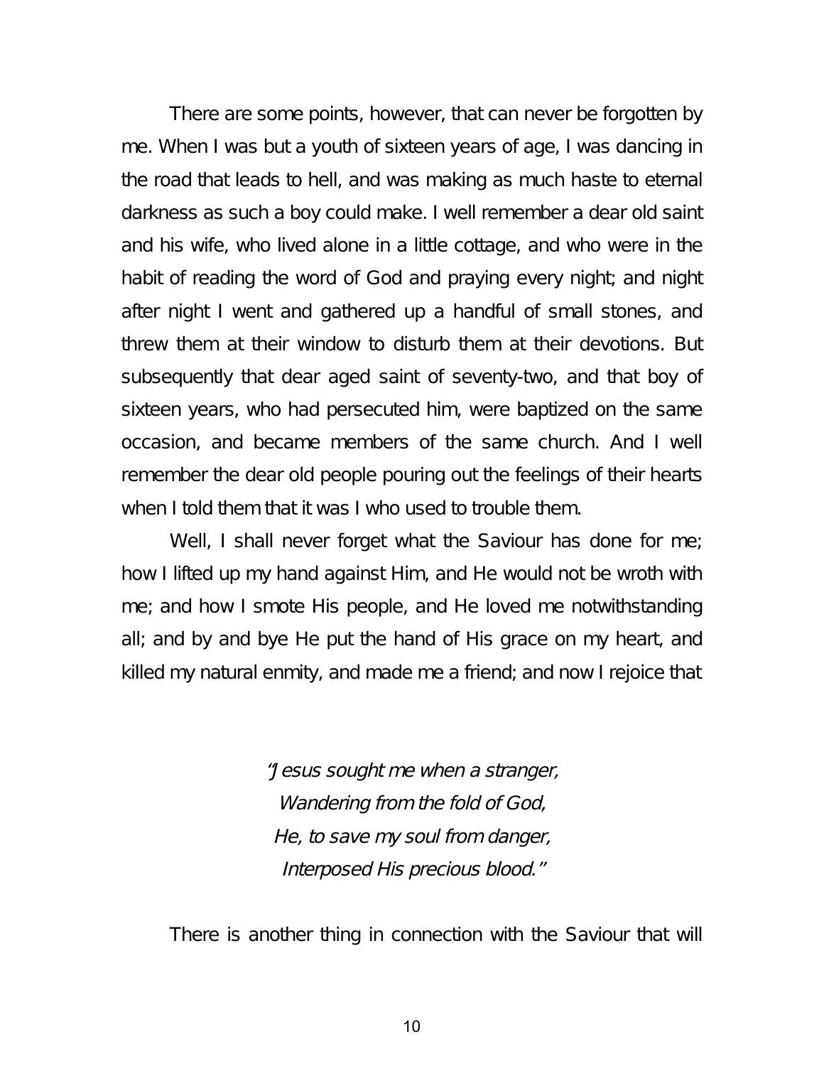There are some points, however, that can never be forgotten by me. When I was but a youth of sixteen years of age, I was dancing in the road that leads to hell, and was making as much haste to eternal darkness as such a boy could make. I well remember a dear old saint and his wife, who lived alone in a little cottage, and who were in the habit of reading the word of God and praying every night; and night after night I went and gathered up a handful of small stones, and threw them at their window to disturb them at their devotions. But subsequently that dear aged saint of seventy-two, and that boy of sixteen years, who had persecuted him, were baptized on the same occasion, and became members of the same church. And I well remember the dear old people pouring out the feelings of their hearts when I told them that it was I who used to trouble them.

Well, I shall never forget what the Saviour has done for me; how I lifted up my hand against Him, and He would not be wroth with me; and how I smote His people, and He loved me notwithstanding all; and by and bye He put the hand of His grace on my heart, and killed my natural enmity, and made me a friend; and now I rejoice that

*"Jesus sought me when a stranger,*
*Wandering from the fold of God,*
*He, to save my soul from danger,*
*Interposed His precious blood."*

There is another thing in connection with the Saviour that will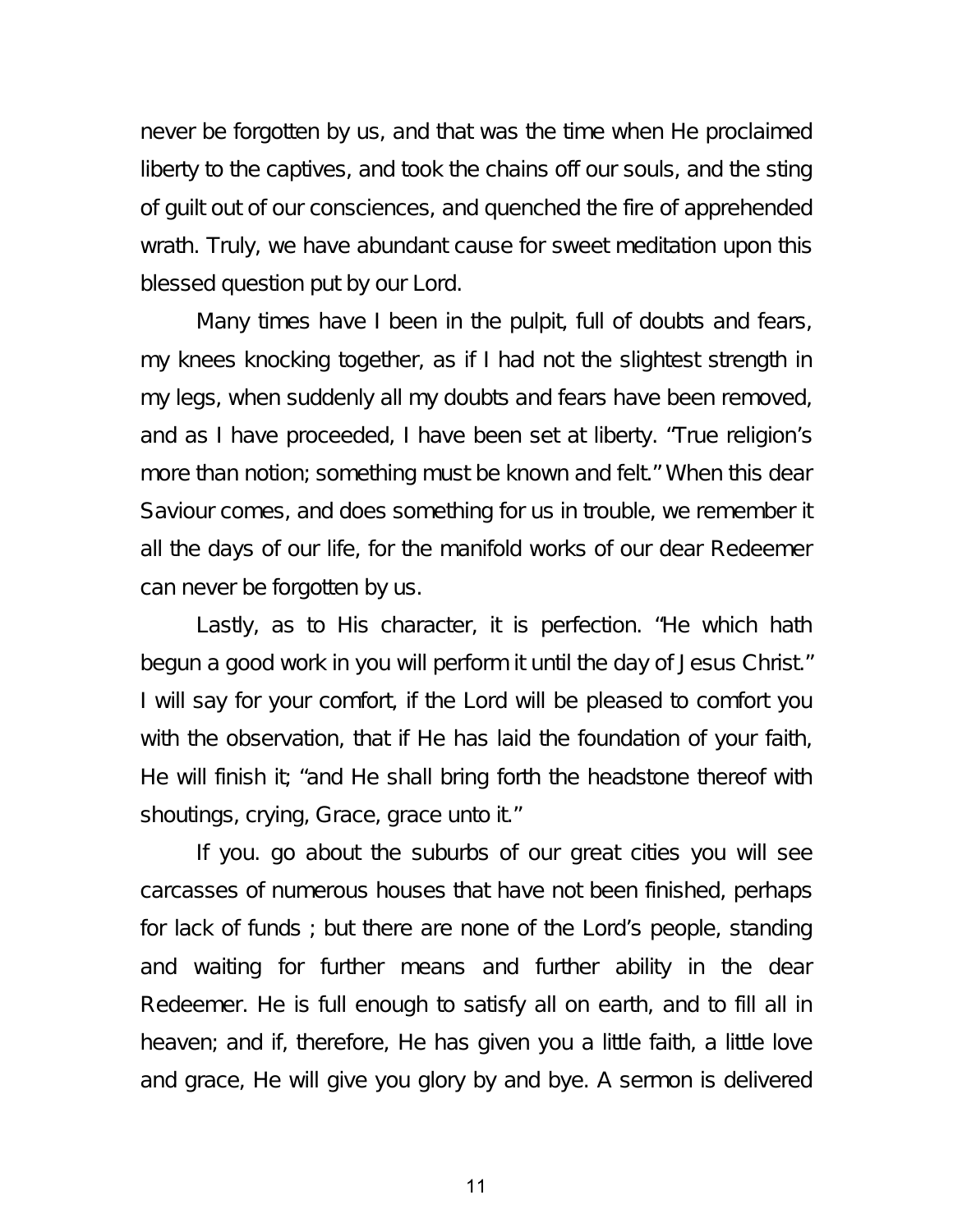never be forgotten by us, and that was the time when He proclaimed liberty to the captives, and took the chains off our souls, and the sting of guilt out of our consciences, and quenched the fire of apprehended wrath. Truly, we have abundant cause for sweet meditation upon this blessed question put by our Lord.

Many times have I been in the pulpit, full of doubts and fears, my knees knocking together, as if I had not the slightest strength in my legs, when suddenly all my doubts and fears have been removed, and as I have proceeded, I have been set at liberty. "True religion's more than notion; something must be known and felt." When this dear Saviour comes, and does something for us in trouble, we remember it all the days of our life, for the manifold works of our dear Redeemer can never be forgotten by us.

Lastly, as to His character, it is perfection. "He which hath begun a good work in you will perform it until the day of Jesus Christ." I will say for your comfort, if the Lord will be pleased to comfort you with the observation, that if He has laid the foundation of your faith, He will finish it; "and He shall bring forth the headstone thereof with shoutings, crying, Grace, grace unto it."

If you. go about the suburbs of our great cities you will see carcasses of numerous houses that have not been finished, perhaps for lack of funds ; but there are none of the Lord's people, standing and waiting for further means and further ability in the dear Redeemer. He is full enough to satisfy all on earth, and to fill all in heaven; and if, therefore, He has given you a little faith, a little love and grace, He will give you glory by and bye. A sermon is delivered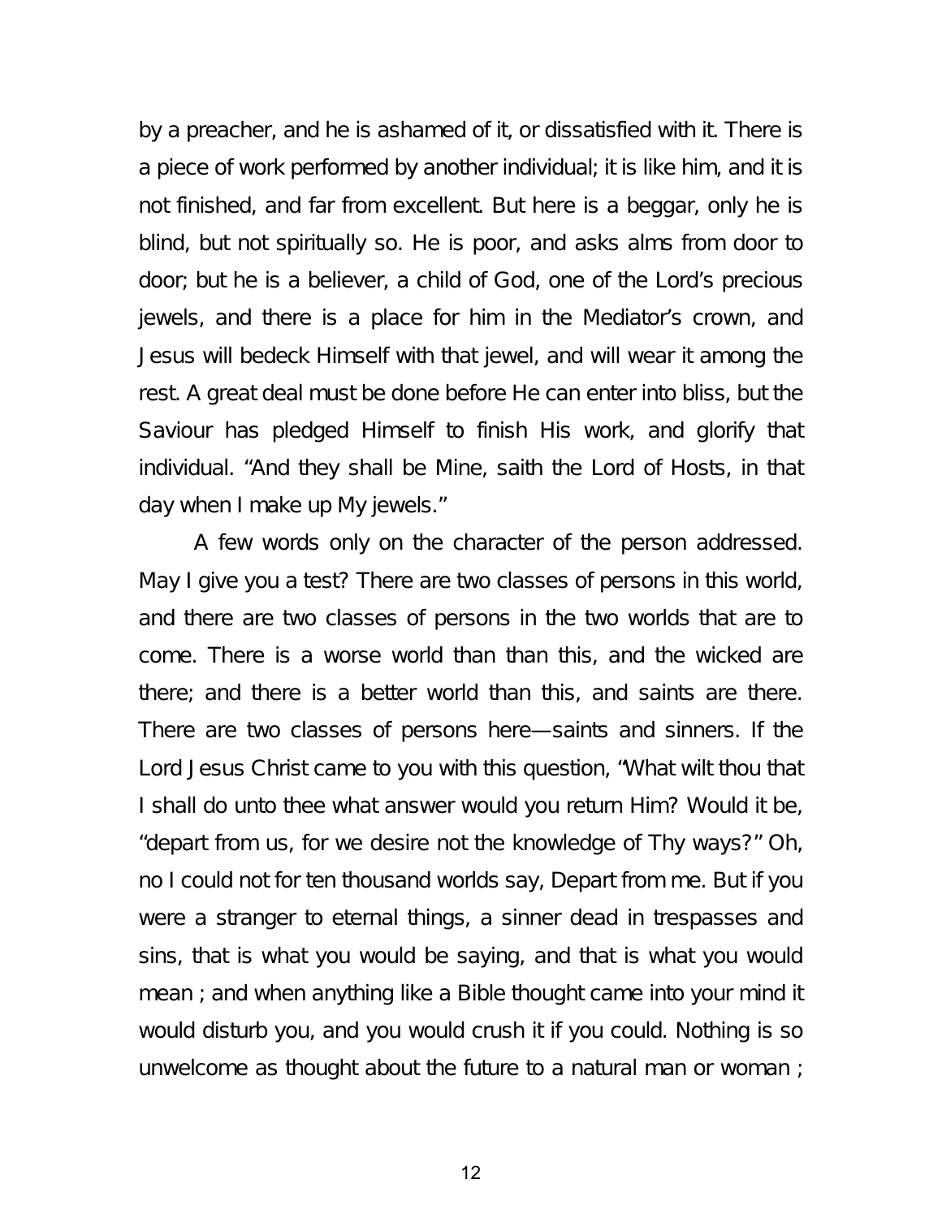by a preacher, and he is ashamed of it, or dissatisfied with it. There is a piece of work performed by another individual; it is like him, and it is not finished, and far from excellent. But here is a beggar, only he is blind, but not spiritually so. He is poor, and asks alms from door to door; but he is a believer, a child of God, one of the Lord's precious jewels, and there is a place for him in the Mediator's crown, and Jesus will bedeck Himself with that jewel, and will wear it among the rest. A great deal must be done before He can enter into bliss, but the Saviour has pledged Himself to finish His work, and glorify that individual. "And they shall be Mine, saith the Lord of Hosts, in that day when I make up My jewels."

A few words only on the character of the person addressed. May I give you a test? There are two classes of persons in this world, and there are two classes of persons in the two worlds that are to come. There is a worse world than than this, and the wicked are there; and there is a better world than this, and saints are there. There are two classes of persons here—saints and sinners. If the Lord Jesus Christ came to you with this question, "What wilt thou that I shall do unto thee what answer would you return Him? Would it be, "depart from us, for we desire not the knowledge of Thy ways?" Oh, no I could not for ten thousand worlds say, Depart from me. But if you were a stranger to eternal things, a sinner dead in trespasses and sins, that is what you would be saying, and that is what you would mean ; and when anything like a Bible thought came into your mind it would disturb you, and you would crush it if you could. Nothing is so unwelcome as thought about the future to a natural man or woman ;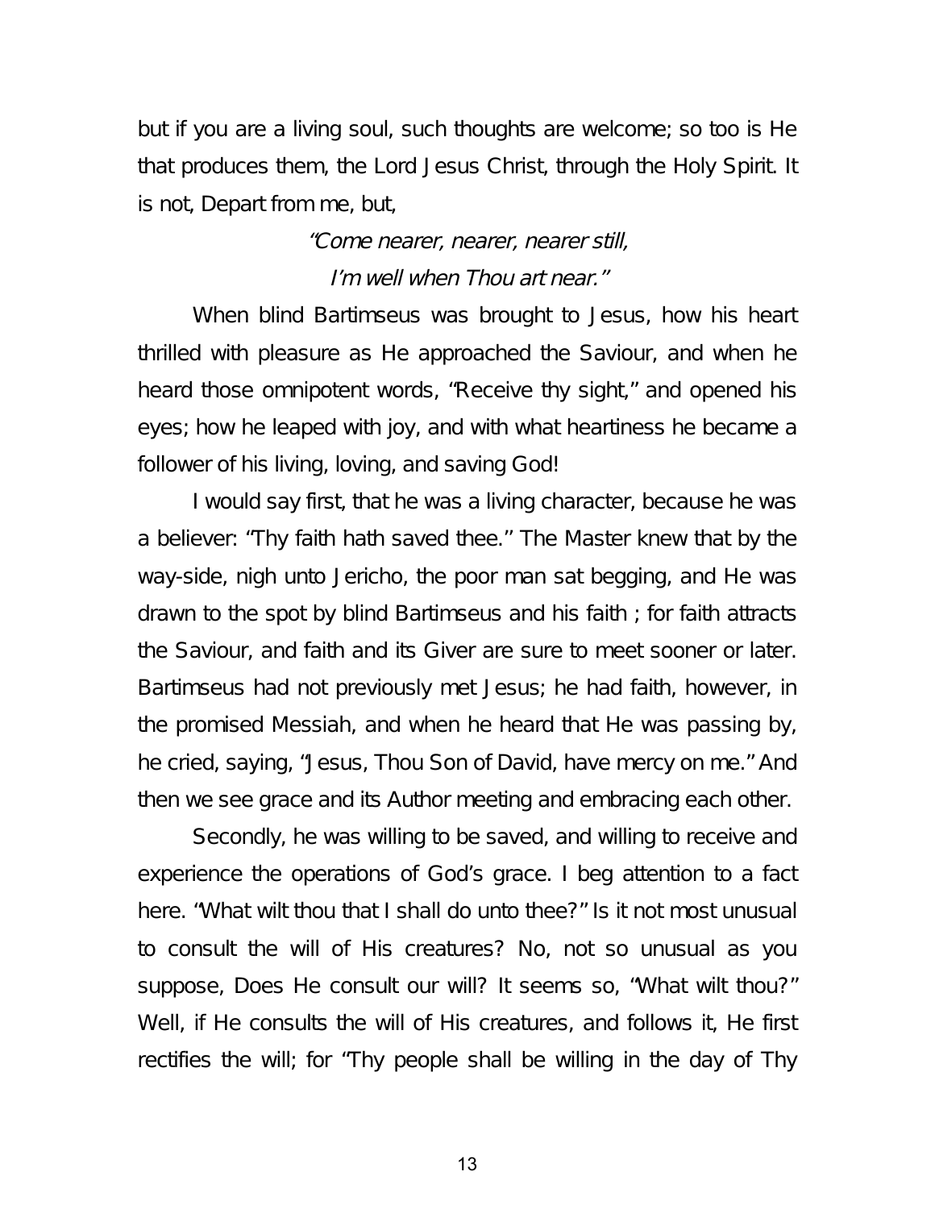but if you are a living soul, such thoughts are welcome; so too is He that produces them, the Lord Jesus Christ, through the Holy Spirit. It is not, Depart from me, but,

*"Come nearer, nearer, nearer still,*
*I'm well when Thou art near."*

When blind Bartimseus was brought to Jesus, how his heart thrilled with pleasure as He approached the Saviour, and when he heard those omnipotent words, "Receive thy sight," and opened his eyes; how he leaped with joy, and with what heartiness he became a follower of his living, loving, and saving God!

I would say first, that he was a living character, because he was a believer: "Thy faith hath saved thee.'' The Master knew that by the way-side, nigh unto Jericho, the poor man sat begging, and He was drawn to the spot by blind Bartimseus and his faith ; for faith attracts the Saviour, and faith and its Giver are sure to meet sooner or later. Bartimseus had not previously met Jesus; he had faith, however, in the promised Messiah, and when he heard that He was passing by, he cried, saying, "Jesus, Thou Son of David, have mercy on me." And then we see grace and its Author meeting and embracing each other.

Secondly, he was willing to be saved, and willing to receive and experience the operations of God's grace. I beg attention to a fact here. "What wilt thou that I shall do unto thee?" Is it not most unusual to consult the will of His creatures? No, not so unusual as you suppose, Does He consult our will? It seems so, "What wilt thou?" Well, if He consults the will of His creatures, and follows it, He first rectifies the will; for "Thy people shall be willing in the day of Thy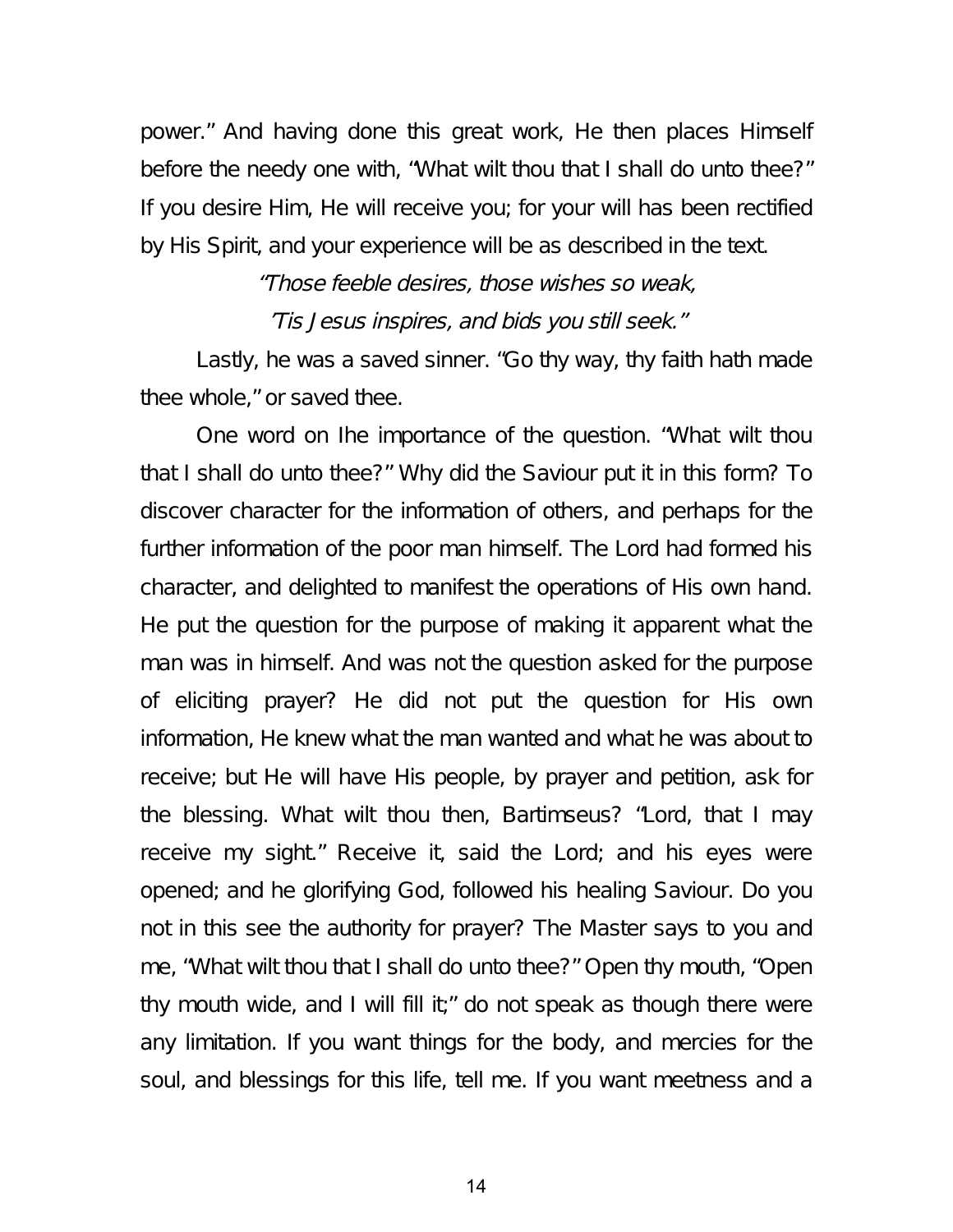power." And having done this great work, He then places Himself before the needy one with, "What wilt thou that I shall do unto thee?" If you desire Him, He will receive you; for your will has been rectified by His Spirit, and your experience will be as described in the text.

*"Those feeble desires, those wishes so weak,*
*'Tis Jesus inspires, and bids you still seek."*

Lastly, he was a saved sinner. "Go thy way, thy faith hath made thee whole," or saved thee.

One word on Ihe importance of the question. "What wilt thou that I shall do unto thee?" Why did the Saviour put it in this form? To discover character for the information of others, and perhaps for the further information of the poor man himself. The Lord had formed his character, and delighted to manifest the operations of His own hand. He put the question for the purpose of making it apparent what the man was in himself. And was not the question asked for the purpose of eliciting prayer? He did not put the question for His own information, He knew what the man wanted and what he was about to receive; but He will have His people, by prayer and petition, ask for the blessing. What wilt thou then, Bartimseus? "Lord, that I may receive my sight." Receive it, said the Lord; and his eyes were opened; and he glorifying God, followed his healing Saviour. Do you not in this see the authority for prayer? The Master says to you and me, "What wilt thou that I shall do unto thee?" Open thy mouth, "Open thy mouth wide, and I will fill it;" do not speak as though there were any limitation. If you want things for the body, and mercies for the soul, and blessings for this life, tell me. If you want meetness and a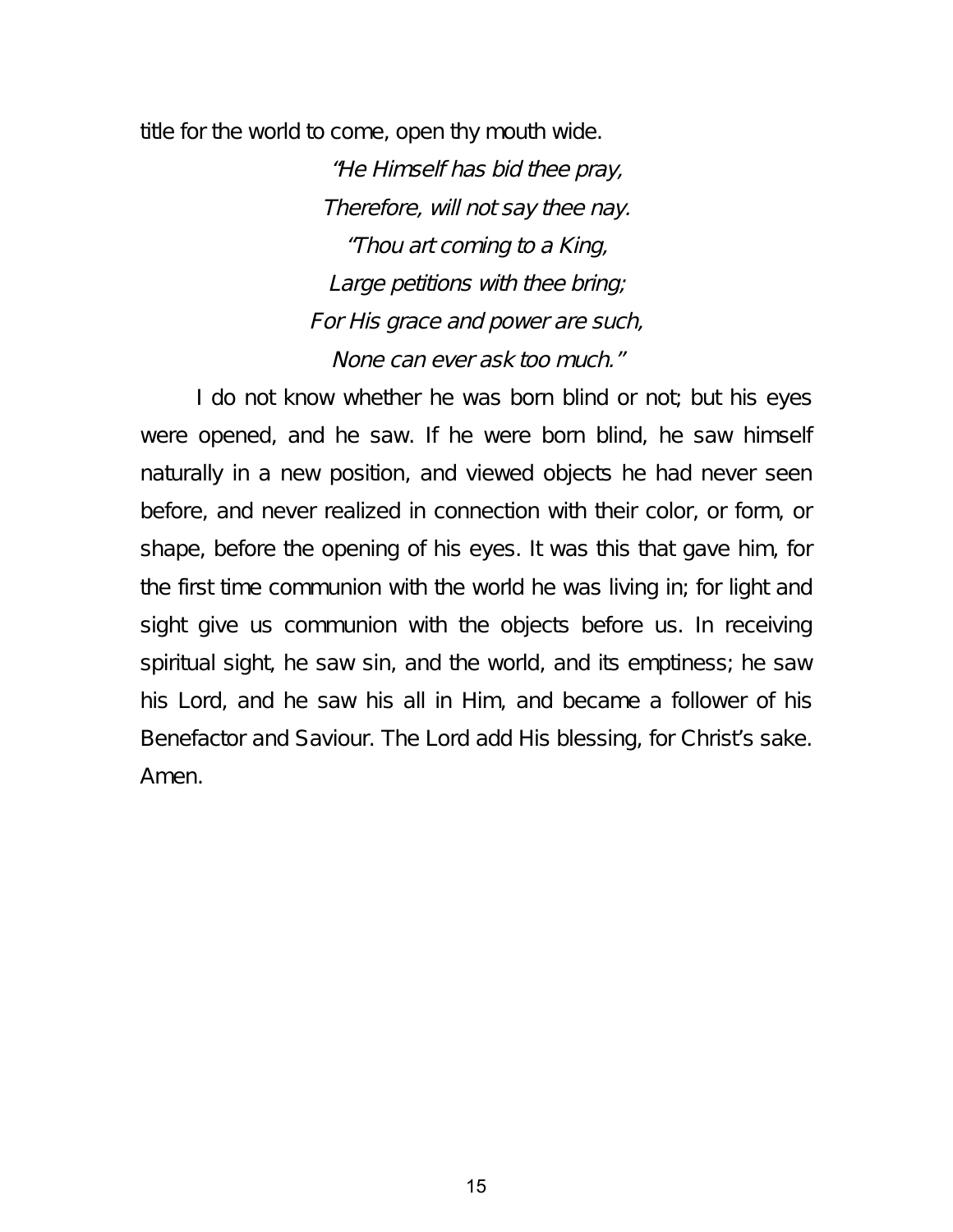title for the world to come, open thy mouth wide.

*"He Himself has bid thee pray,*  
*Therefore, will not say thee nay.*  
*"Thou art coming to a King,*  
*Large petitions with thee bring;*  
*For His grace and power are such,*  
*None can ever ask too much."*

I do not know whether he was born blind or not; but his eyes were opened, and he saw. If he were born blind, he saw himself naturally in a new position, and viewed objects he had never seen before, and never realized in connection with their color, or form, or shape, before the opening of his eyes. It was this that gave him, for the first time communion with the world he was living in; for light and sight give us communion with the objects before us. In receiving spiritual sight, he saw sin, and the world, and its emptiness; he saw his Lord, and he saw his all in Him, and became a follower of his Benefactor and Saviour. The Lord add His blessing, for Christ's sake. Amen.